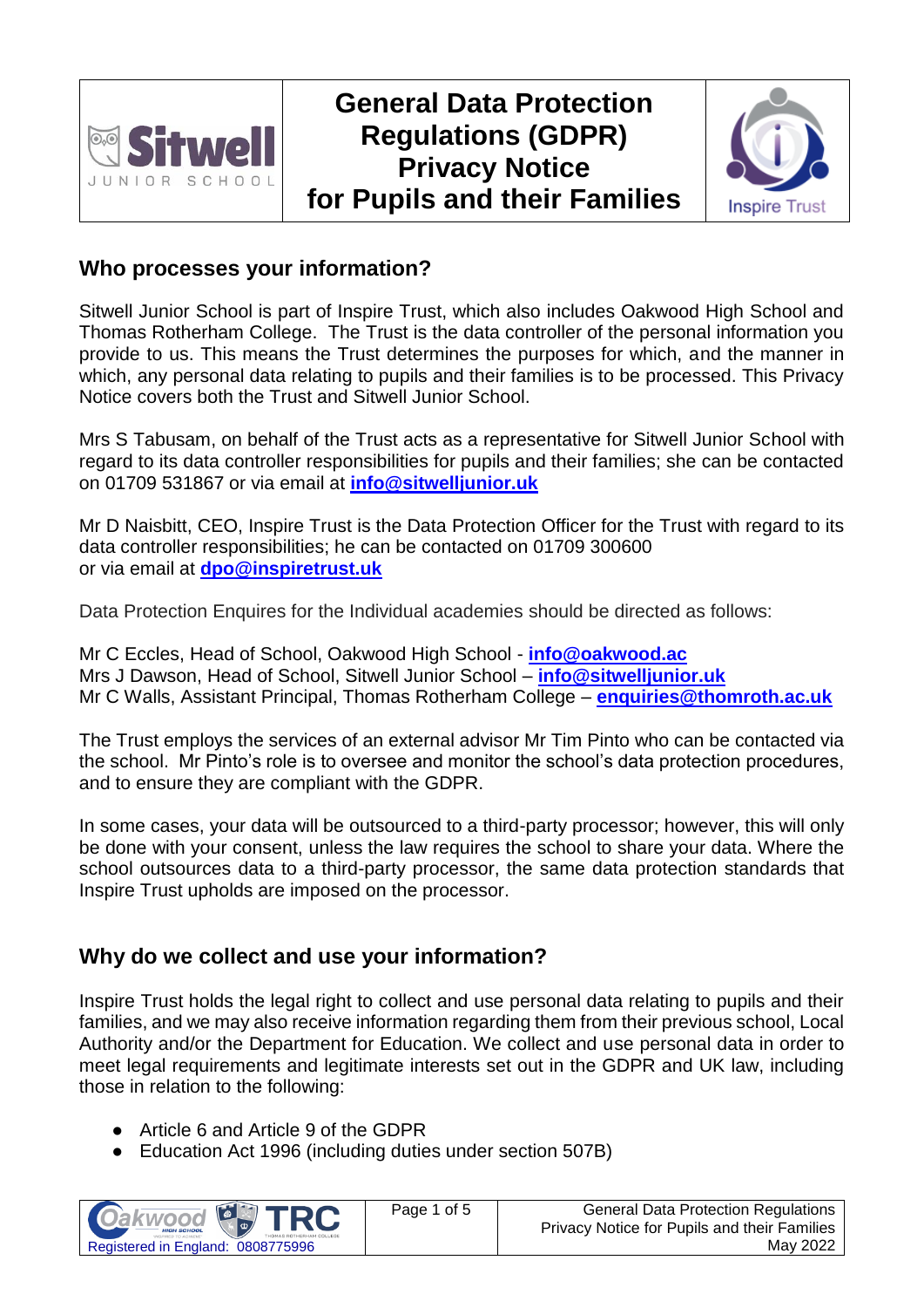# General Data Protection Regulations (GDPR) Privacy Notice for Pupils and their Families

## Who processes your information?

Sitwell Junior School is part of Inspire Trust, which also includes Oakwood High School and Thomas Rotherham College. The Trust is the data controller of the personal information you provide to us. This means the Trust determines the purposes for which, and the manner in which, any personal data relating to pupils and their families is to be processed. This Privacy Notice covers both the Trust and Sitwell Junior School.

Mrs S Tabusam, on behalf of the Trust acts as a representative for Sitwell Junior School with regard to its data controller responsibilities for pupils and their families; she can be contacted on 01709 531867 or via email at **info@sitwelljunior.uk**

Mr D Naisbitt, CEO, Inspire Trust is the Data Protection Officer for the Trust with regard to its data controller responsibilities; he can be contacted on 01709 300600 or via email at **dpo@inspiretrust.uk**

Data Protection Enquires for the Individual academies should be directed as follows:

Mr C Eccles, Head of School, Oakwood High School - **info@oakwood.ac**
Mrs J Dawson, Head of School, Sitwell Junior School – **info@sitwelljunior.uk**
Mr C Walls, Assistant Principal, Thomas Rotherham College – **enquiries@thomroth.ac.uk**

The Trust employs the services of an external advisor Mr Tim Pinto who can be contacted via the school. Mr Pinto's role is to oversee and monitor the school's data protection procedures, and to ensure they are compliant with the GDPR.

In some cases, your data will be outsourced to a third-party processor; however, this will only be done with your consent, unless the law requires the school to share your data. Where the school outsources data to a third-party processor, the same data protection standards that Inspire Trust upholds are imposed on the processor.

## Why do we collect and use your information?

Inspire Trust holds the legal right to collect and use personal data relating to pupils and their families, and we may also receive information regarding them from their previous school, Local Authority and/or the Department for Education. We collect and use personal data in order to meet legal requirements and legitimate interests set out in the GDPR and UK law, including those in relation to the following:

- Article 6 and Article 9 of the GDPR
- Education Act 1996 (including duties under section 507B)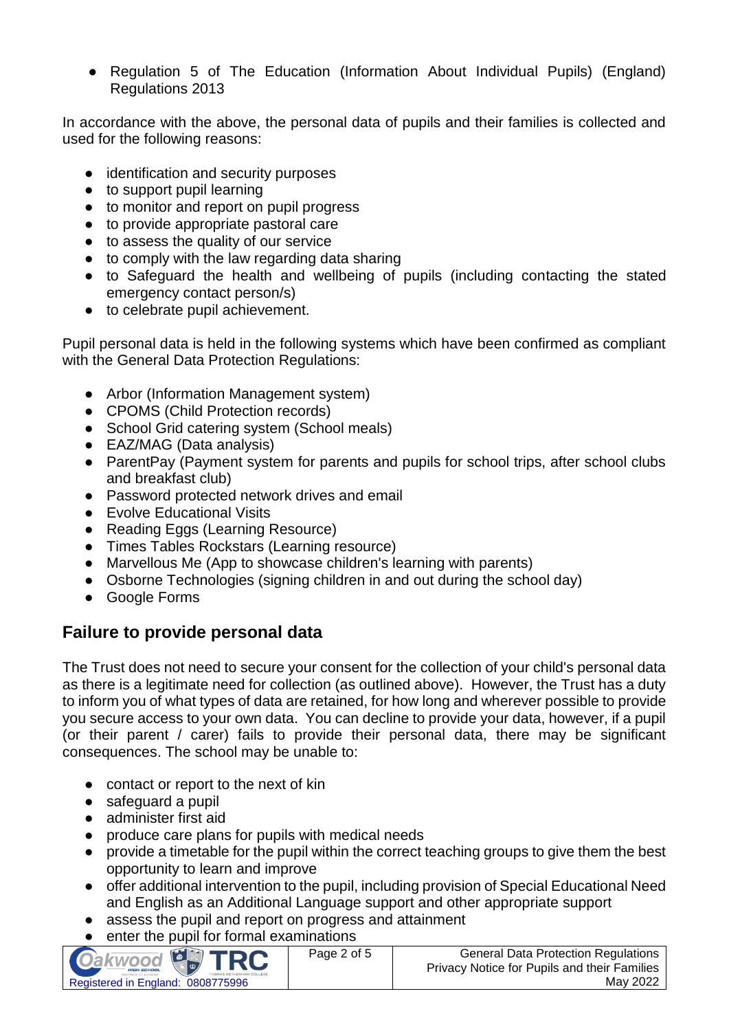- Regulation 5 of The Education (Information About Individual Pupils) (England) Regulations 2013

In accordance with the above, the personal data of pupils and their families is collected and used for the following reasons:

- identification and security purposes
- to support pupil learning
- to monitor and report on pupil progress
- to provide appropriate pastoral care
- to assess the quality of our service
- to comply with the law regarding data sharing
- to Safeguard the health and wellbeing of pupils (including contacting the stated emergency contact person/s)
- to celebrate pupil achievement.

Pupil personal data is held in the following systems which have been confirmed as compliant with the General Data Protection Regulations:

- Arbor (Information Management system)
- CPOMS (Child Protection records)
- School Grid catering system (School meals)
- EAZ/MAG (Data analysis)
- ParentPay (Payment system for parents and pupils for school trips, after school clubs and breakfast club)
- Password protected network drives and email
- Evolve Educational Visits
- Reading Eggs (Learning Resource)
- Times Tables Rockstars (Learning resource)
- Marvellous Me (App to showcase children's learning with parents)
- Osborne Technologies (signing children in and out during the school day)
- Google Forms

## Failure to provide personal data

The Trust does not need to secure your consent for the collection of your child's personal data as there is a legitimate need for collection (as outlined above). However, the Trust has a duty to inform you of what types of data are retained, for how long and wherever possible to provide you secure access to your own data. You can decline to provide your data, however, if a pupil (or their parent / carer) fails to provide their personal data, there may be significant consequences. The school may be unable to:

- contact or report to the next of kin
- safeguard a pupil
- administer first aid
- produce care plans for pupils with medical needs
- provide a timetable for the pupil within the correct teaching groups to give them the best opportunity to learn and improve
- offer additional intervention to the pupil, including provision of Special Educational Need and English as an Additional Language support and other appropriate support
- assess the pupil and report on progress and attainment
- enter the pupil for formal examinations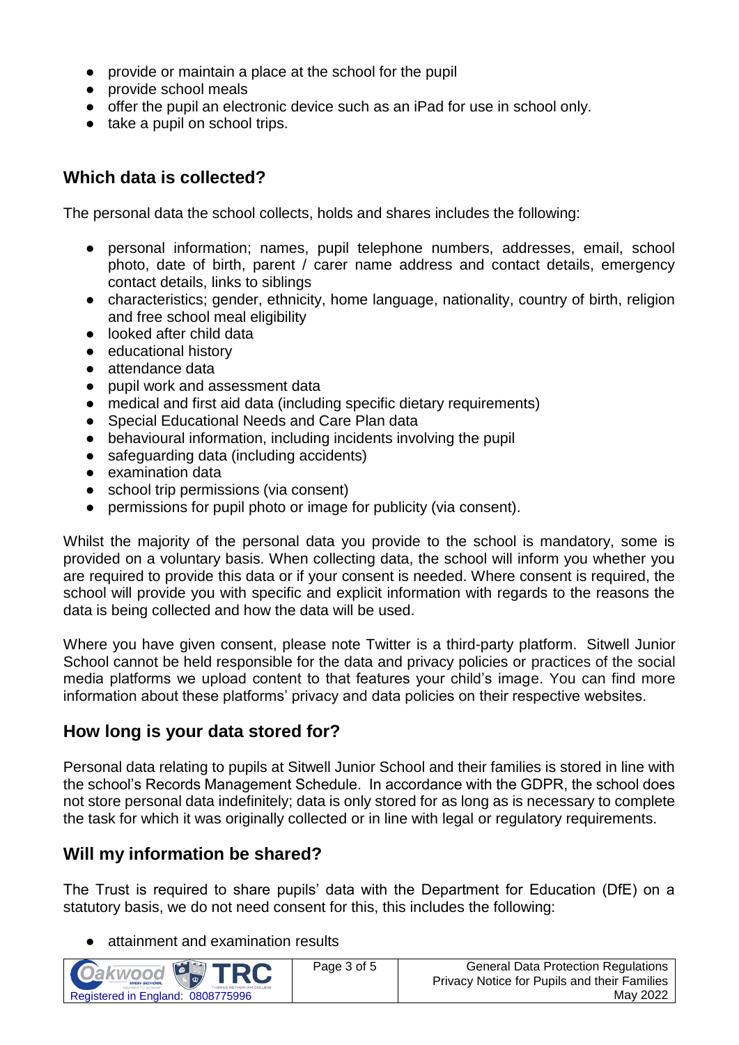- provide or maintain a place at the school for the pupil
- provide school meals
- offer the pupil an electronic device such as an iPad for use in school only.
- take a pupil on school trips.

## Which data is collected?

The personal data the school collects, holds and shares includes the following:

- personal information; names, pupil telephone numbers, addresses, email, school photo, date of birth, parent / carer name address and contact details, emergency contact details, links to siblings
- characteristics; gender, ethnicity, home language, nationality, country of birth, religion and free school meal eligibility
- looked after child data
- educational history
- attendance data
- pupil work and assessment data
- medical and first aid data (including specific dietary requirements)
- Special Educational Needs and Care Plan data
- behavioural information, including incidents involving the pupil
- safeguarding data (including accidents)
- examination data
- school trip permissions (via consent)
- permissions for pupil photo or image for publicity (via consent).

Whilst the majority of the personal data you provide to the school is mandatory, some is provided on a voluntary basis. When collecting data, the school will inform you whether you are required to provide this data or if your consent is needed. Where consent is required, the school will provide you with specific and explicit information with regards to the reasons the data is being collected and how the data will be used.

Where you have given consent, please note Twitter is a third-party platform. Sitwell Junior School cannot be held responsible for the data and privacy policies or practices of the social media platforms we upload content to that features your child's image. You can find more information about these platforms' privacy and data policies on their respective websites.

## How long is your data stored for?

Personal data relating to pupils at Sitwell Junior School and their families is stored in line with the school's Records Management Schedule. In accordance with the GDPR, the school does not store personal data indefinitely; data is only stored for as long as is necessary to complete the task for which it was originally collected or in line with legal or regulatory requirements.

## Will my information be shared?

The Trust is required to share pupils' data with the Department for Education (DfE) on a statutory basis, we do not need consent for this, this includes the following:

- attainment and examination results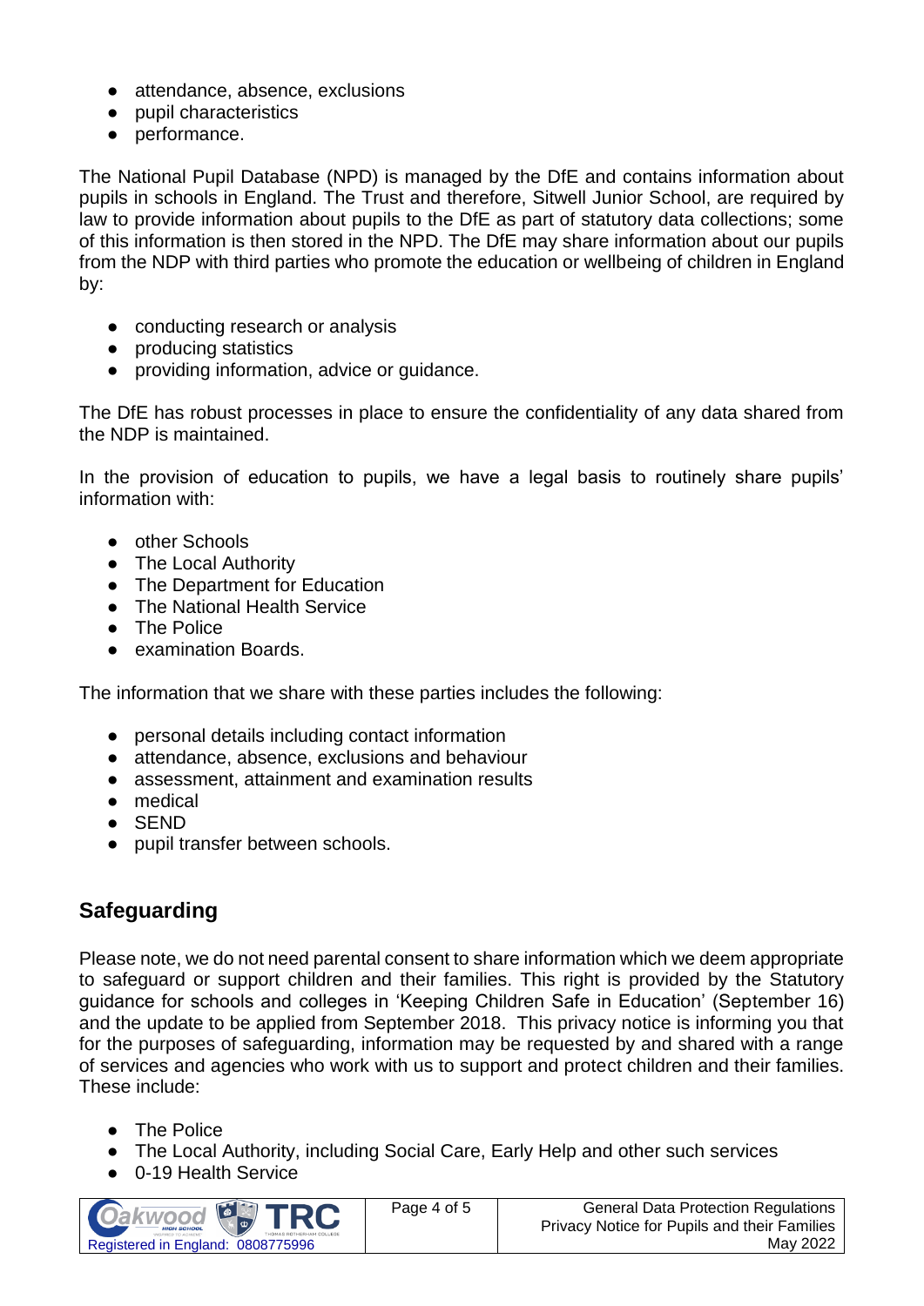- attendance, absence, exclusions
- pupil characteristics
- performance.

The National Pupil Database (NPD) is managed by the DfE and contains information about pupils in schools in England. The Trust and therefore, Sitwell Junior School, are required by law to provide information about pupils to the DfE as part of statutory data collections; some of this information is then stored in the NPD. The DfE may share information about our pupils from the NDP with third parties who promote the education or wellbeing of children in England by:

- conducting research or analysis
- producing statistics
- providing information, advice or guidance.

The DfE has robust processes in place to ensure the confidentiality of any data shared from the NDP is maintained.

In the provision of education to pupils, we have a legal basis to routinely share pupils' information with:

- other Schools
- The Local Authority
- The Department for Education
- The National Health Service
- The Police
- examination Boards.

The information that we share with these parties includes the following:

- personal details including contact information
- attendance, absence, exclusions and behaviour
- assessment, attainment and examination results
- medical
- SEND
- pupil transfer between schools.

## Safeguarding

Please note, we do not need parental consent to share information which we deem appropriate to safeguard or support children and their families. This right is provided by the Statutory guidance for schools and colleges in 'Keeping Children Safe in Education' (September 16) and the update to be applied from September 2018. This privacy notice is informing you that for the purposes of safeguarding, information may be requested by and shared with a range of services and agencies who work with us to support and protect children and their families. These include:

- The Police
- The Local Authority, including Social Care, Early Help and other such services
- 0-19 Health Service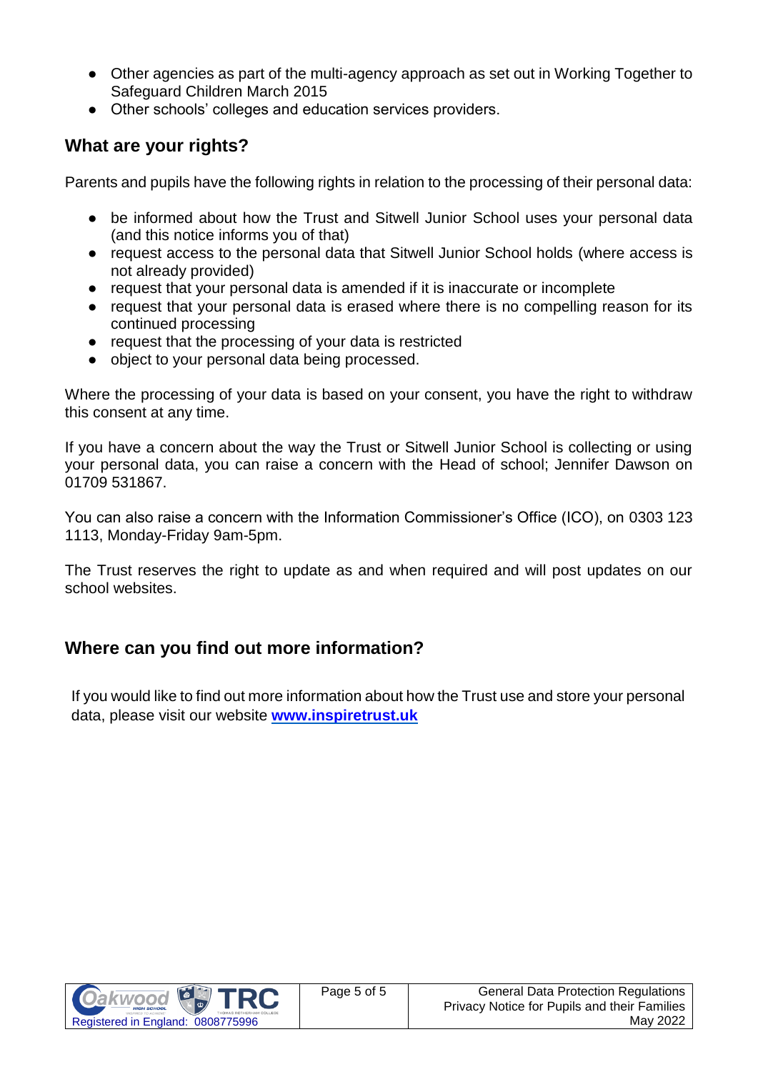- Other agencies as part of the multi-agency approach as set out in Working Together to Safeguard Children March 2015
- Other schools' colleges and education services providers.

## What are your rights?

Parents and pupils have the following rights in relation to the processing of their personal data:

- be informed about how the Trust and Sitwell Junior School uses your personal data (and this notice informs you of that)
- request access to the personal data that Sitwell Junior School holds (where access is not already provided)
- request that your personal data is amended if it is inaccurate or incomplete
- request that your personal data is erased where there is no compelling reason for its continued processing
- request that the processing of your data is restricted
- object to your personal data being processed.

Where the processing of your data is based on your consent, you have the right to withdraw this consent at any time.

If you have a concern about the way the Trust or Sitwell Junior School is collecting or using your personal data, you can raise a concern with the Head of school; Jennifer Dawson on 01709 531867.

You can also raise a concern with the Information Commissioner's Office (ICO), on 0303 123 1113, Monday-Friday 9am-5pm.

The Trust reserves the right to update as and when required and will post updates on our school websites.

## Where can you find out more information?

If you would like to find out more information about how the Trust use and store your personal data, please visit our website **www.inspiretrust.uk**